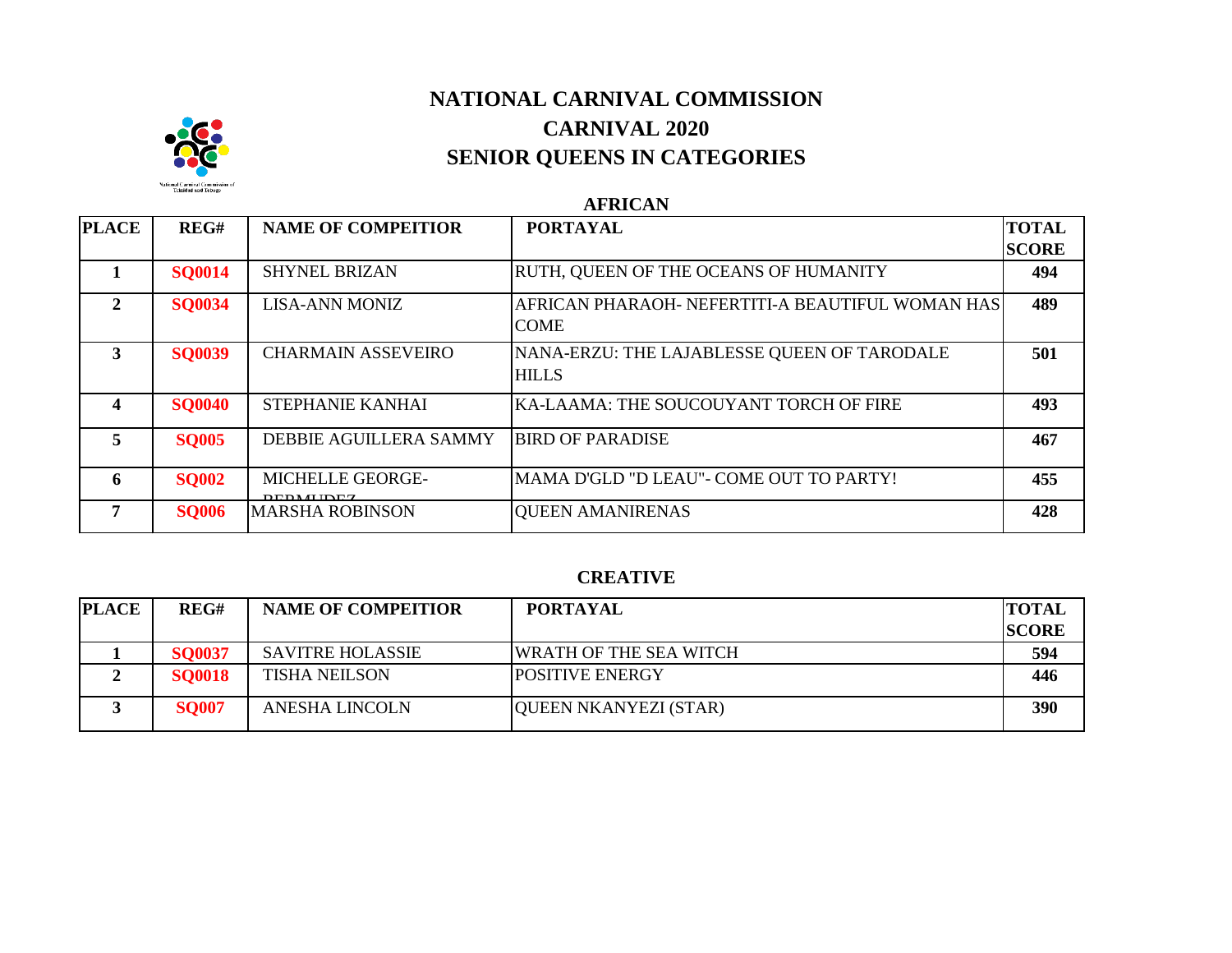# NATIONAL CARNIVAL COMMISSION

## CARNIVAL 2020

## SENIOR QUEENS IN CATEGORIES

### AFRICAN

| PLACE | REG# | NAME OF COMPEITIOR | PORTAYAL | TOTAL SCORE |
|---|---|---|---|---|
| 1 | SQ0014 | SHYNEL BRIZAN | RUTH, QUEEN OF THE OCEANS OF HUMANITY | 494 |
| 2 | SQ0034 | LISA-ANN MONIZ | AFRICAN PHARAOH- NEFERTITI-A BEAUTIFUL WOMAN HAS COME | 489 |
| 3 | SQ0039 | CHARMAIN ASSEVEIRO | NANA-ERZU: THE LAJABLESSE QUEEN OF TARODALE HILLS | 501 |
| 4 | SQ0040 | STEPHANIE KANHAI | KA-LAAMA: THE SOUCOUYANT TORCH OF FIRE | 493 |
| 5 | SQ005 | DEBBIE AGUILLERA SAMMY | BIRD OF PARADISE | 467 |
| 6 | SQ002 | MICHELLE GEORGE-BERMUDEZ | MAMA D'GLD "D LEAU"- COME OUT TO PARTY! | 455 |
| 7 | SQ006 | MARSHA ROBINSON | QUEEN AMANIRENAS | 428 |

### CREATIVE

| PLACE | REG# | NAME OF COMPEITIOR | PORTAYAL | TOTAL SCORE |
|---|---|---|---|---|
| 1 | SQ0037 | SAVITRE HOLASSIE | WRATH OF THE SEA WITCH | 594 |
| 2 | SQ0018 | TISHA NEILSON | POSITIVE ENERGY | 446 |
| 3 | SQ007 | ANESHA LINCOLN | QUEEN NKANYEZI (STAR) | 390 |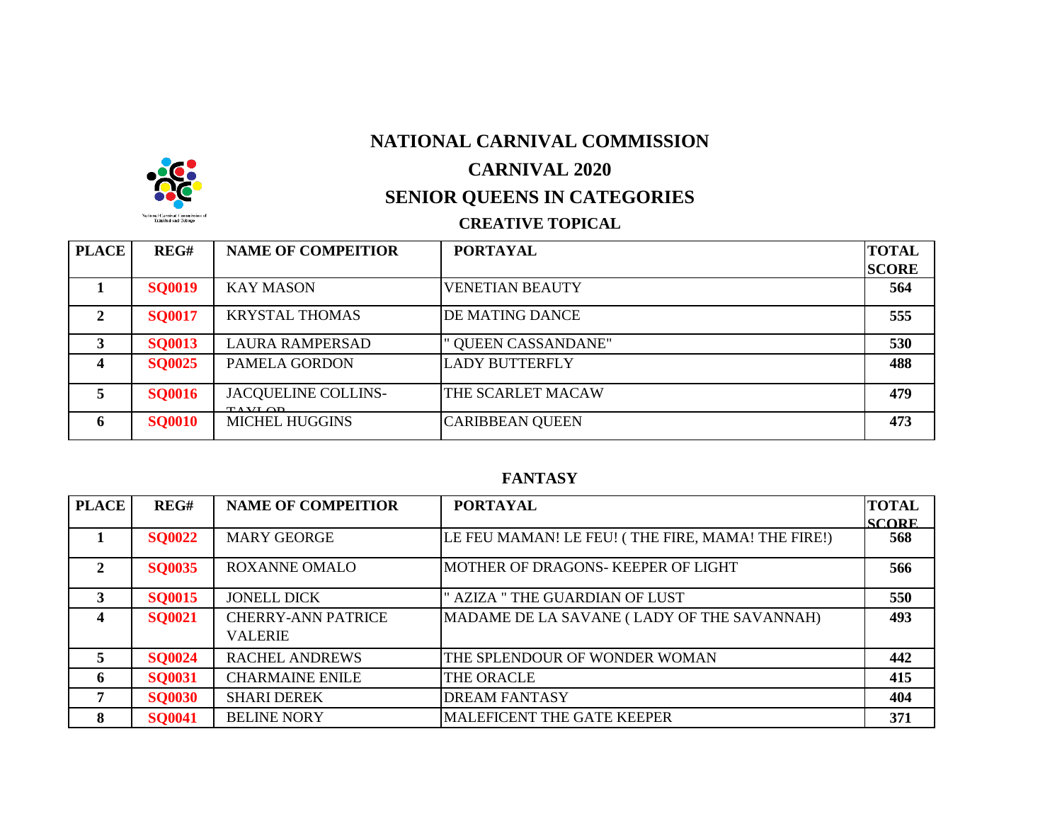# NATIONAL CARNIVAL COMMISSION

## CARNIVAL 2020

## SENIOR QUEENS IN CATEGORIES

### CREATIVE TOPICAL

| PLACE | REG# | NAME OF COMPEITIOR | PORTAYAL | TOTAL SCORE |
|---|---|---|---|---|
| 1 | SQ0019 | KAY MASON | VENETIAN BEAUTY | 564 |
| 2 | SQ0017 | KRYSTAL THOMAS | DE MATING DANCE | 555 |
| 3 | SQ0013 | LAURA RAMPERSAD | " QUEEN CASSANDANE" | 530 |
| 4 | SQ0025 | PAMELA GORDON | LADY BUTTERFLY | 488 |
| 5 | SQ0016 | JACQUELINE COLLINS-TAYLOR | THE SCARLET MACAW | 479 |
| 6 | SQ0010 | MICHEL HUGGINS | CARIBBEAN QUEEN | 473 |

### FANTASY

| PLACE | REG# | NAME OF COMPEITIOR | PORTAYAL | TOTAL SCORE |
|---|---|---|---|---|
| 1 | SQ0022 | MARY GEORGE | LE FEU MAMAN! LE FEU! ( THE FIRE, MAMA! THE FIRE!) | 568 |
| 2 | SQ0035 | ROXANNE OMALO | MOTHER OF DRAGONS- KEEPER OF LIGHT | 566 |
| 3 | SQ0015 | JONELL DICK | " AZIZA " THE GUARDIAN OF LUST | 550 |
| 4 | SQ0021 | CHERRY-ANN PATRICE VALERIE | MADAME DE LA SAVANE ( LADY OF THE SAVANNAH) | 493 |
| 5 | SQ0024 | RACHEL ANDREWS | THE SPLENDOUR OF WONDER WOMAN | 442 |
| 6 | SQ0031 | CHARMAINE ENILE | THE ORACLE | 415 |
| 7 | SQ0030 | SHARI DEREK | DREAM FANTASY | 404 |
| 8 | SQ0041 | BELINE NORY | MALEFICENT THE GATE KEEPER | 371 |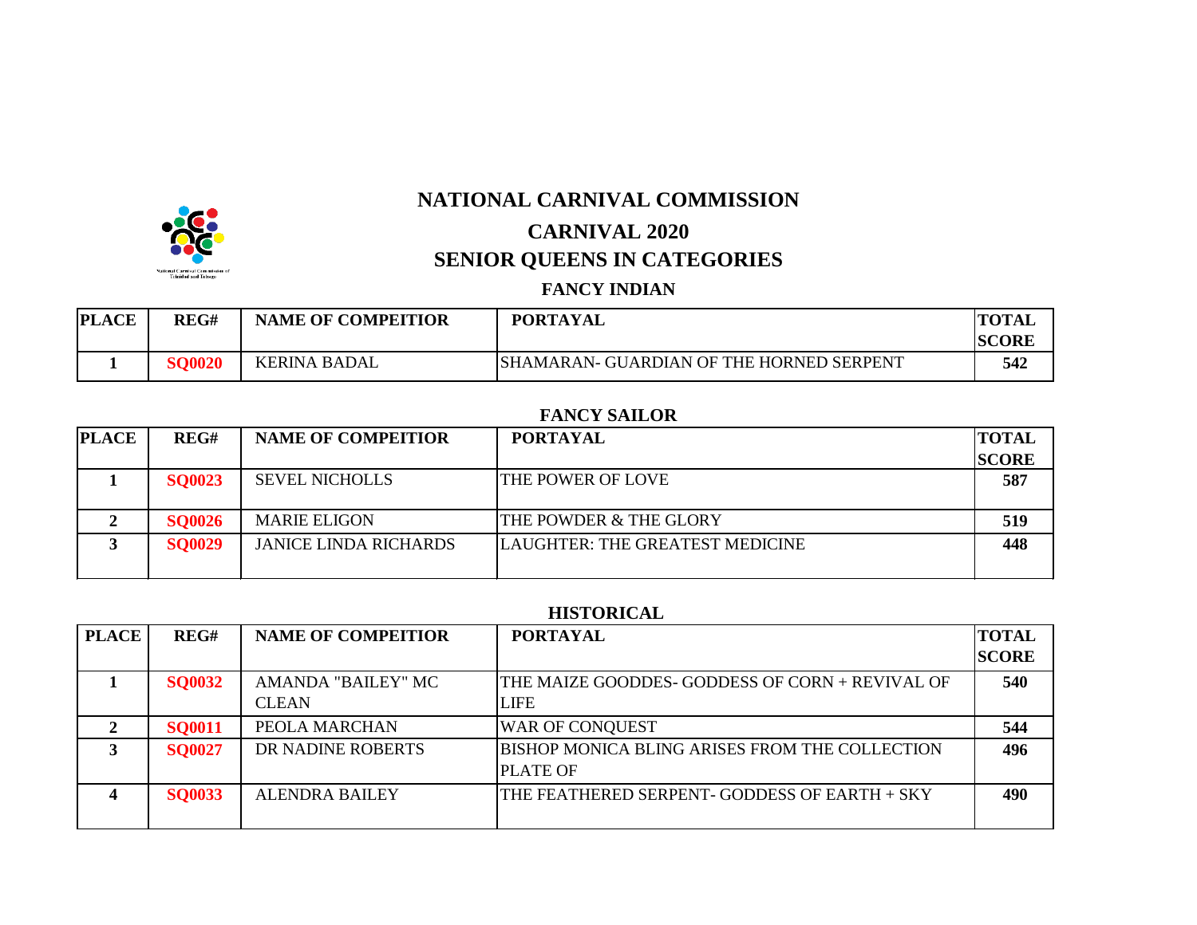# NATIONAL CARNIVAL COMMISSION

## CARNIVAL 2020

## SENIOR QUEENS IN CATEGORIES

### FANCY INDIAN

| PLACE | REG# | NAME OF COMPEITIOR | PORTAYAL | TOTAL SCORE |
|---|---|---|---|---|
| 1 | SQ0020 | KERINA BADAL | SHAMARAN- GUARDIAN OF THE HORNED SERPENT | 542 |

### FANCY SAILOR

| PLACE | REG# | NAME OF COMPEITIOR | PORTAYAL | TOTAL SCORE |
|---|---|---|---|---|
| 1 | SQ0023 | SEVEL NICHOLLS | THE POWER OF LOVE | 587 |
| 2 | SQ0026 | MARIE ELIGON | THE POWDER & THE GLORY | 519 |
| 3 | SQ0029 | JANICE LINDA RICHARDS | LAUGHTER: THE GREATEST MEDICINE | 448 |

### HISTORICAL

| PLACE | REG# | NAME OF COMPEITIOR | PORTAYAL | TOTAL SCORE |
|---|---|---|---|---|
| 1 | SQ0032 | AMANDA "BAILEY" MC CLEAN | THE MAIZE GOODDES- GODDESS OF CORN + REVIVAL OF LIFE | 540 |
| 2 | SQ0011 | PEOLA MARCHAN | WAR OF CONQUEST | 544 |
| 3 | SQ0027 | DR NADINE ROBERTS | BISHOP MONICA BLING ARISES FROM THE COLLECTION PLATE OF | 496 |
| 4 | SQ0033 | ALENDRA BAILEY | THE FEATHERED SERPENT- GODDESS OF EARTH + SKY | 490 |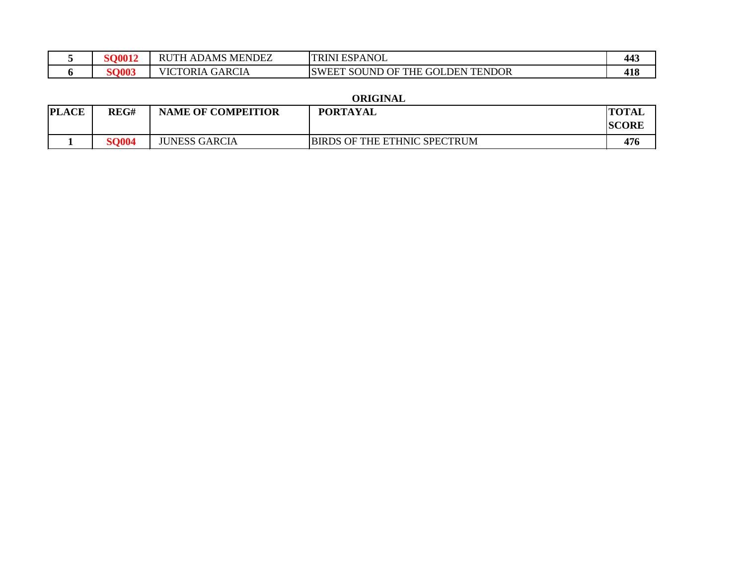| 5 | SQ0012 | RUTH ADAMS MENDEZ | TRINI ESPANOL | 443 |
|---|---|---|---|---|
| 6 | SQ003 | VICTORIA GARCIA | SWEET SOUND OF THE GOLDEN TENDOR | 418 |

**ORIGINAL**

| PLACE | REG# | NAME OF COMPEITIOR | PORTAYAL | TOTAL SCORE |
|---|---|---|---|---|
| 1 | SQ004 | JUNESS GARCIA | BIRDS OF THE ETHNIC SPECTRUM | 476 |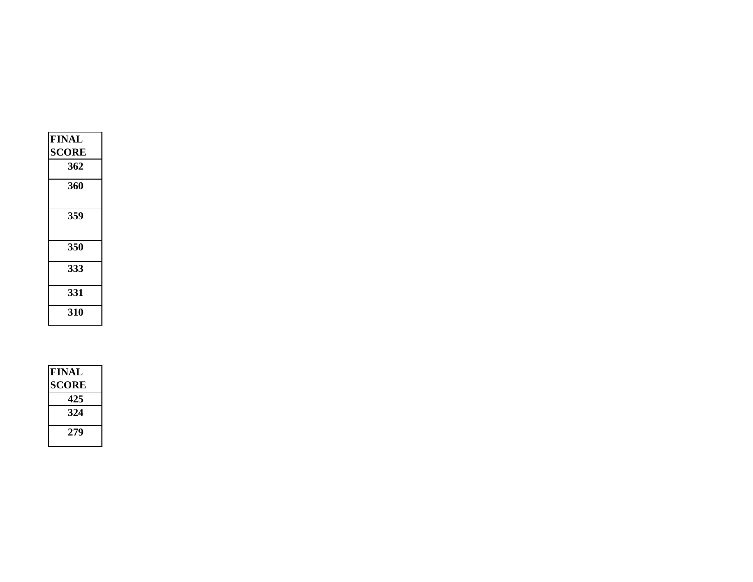| FINAL SCORE |
| --- |
| 362 |
| 360 |
| 359 |
| 350 |
| 333 |
| 331 |
| 310 |

| FINAL SCORE |
| --- |
| 425 |
| 324 |
| 279 |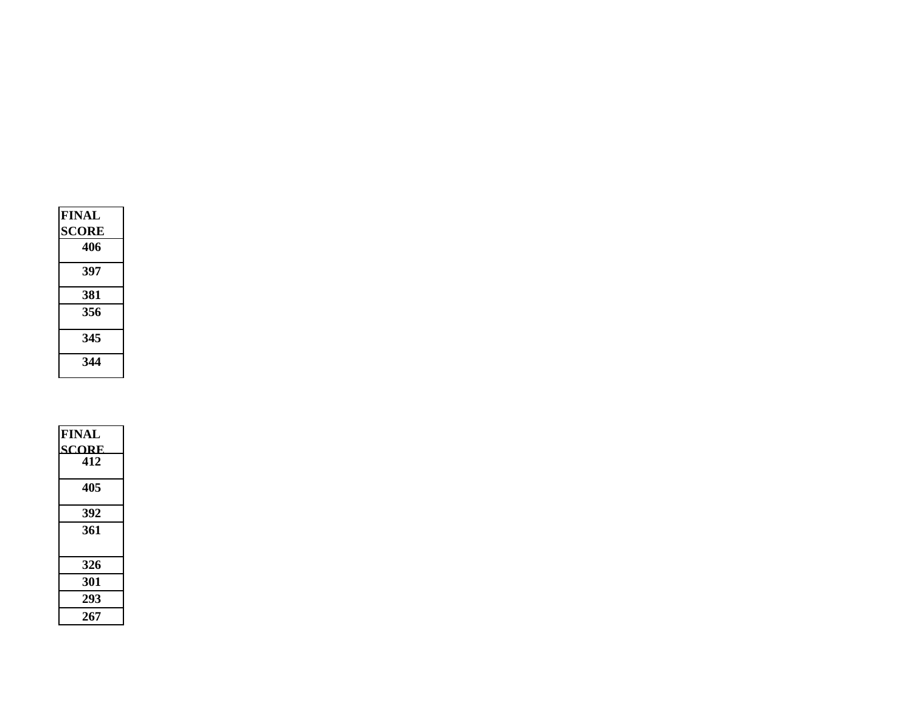| **FINAL SCORE** |
| --- |
| **406** |
| **397** |
| **381** |
| **356** |
| **345** |
| **344** |

| **FINAL SCORE** |
| --- |
| **412** |
| **405** |
| **392** |
| **361** |
| **326** |
| **301** |
| **293** |
| **267** |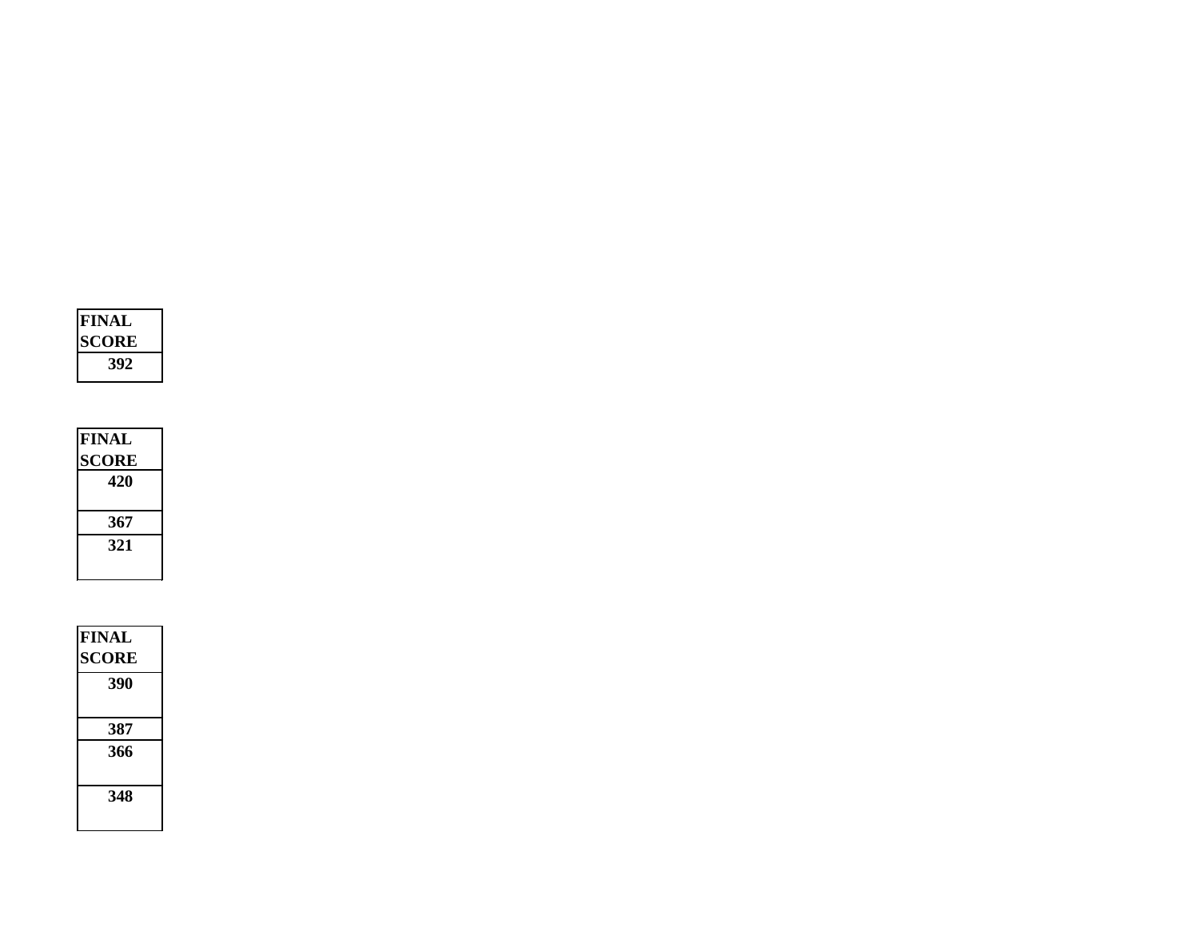| FINAL SCORE |
| --- |
| 392 |

| FINAL SCORE |
| --- |
| 420 |
| 367 |
| 321 |

| FINAL SCORE |
| --- |
| 390 |
| 387 |
| 366 |
| 348 |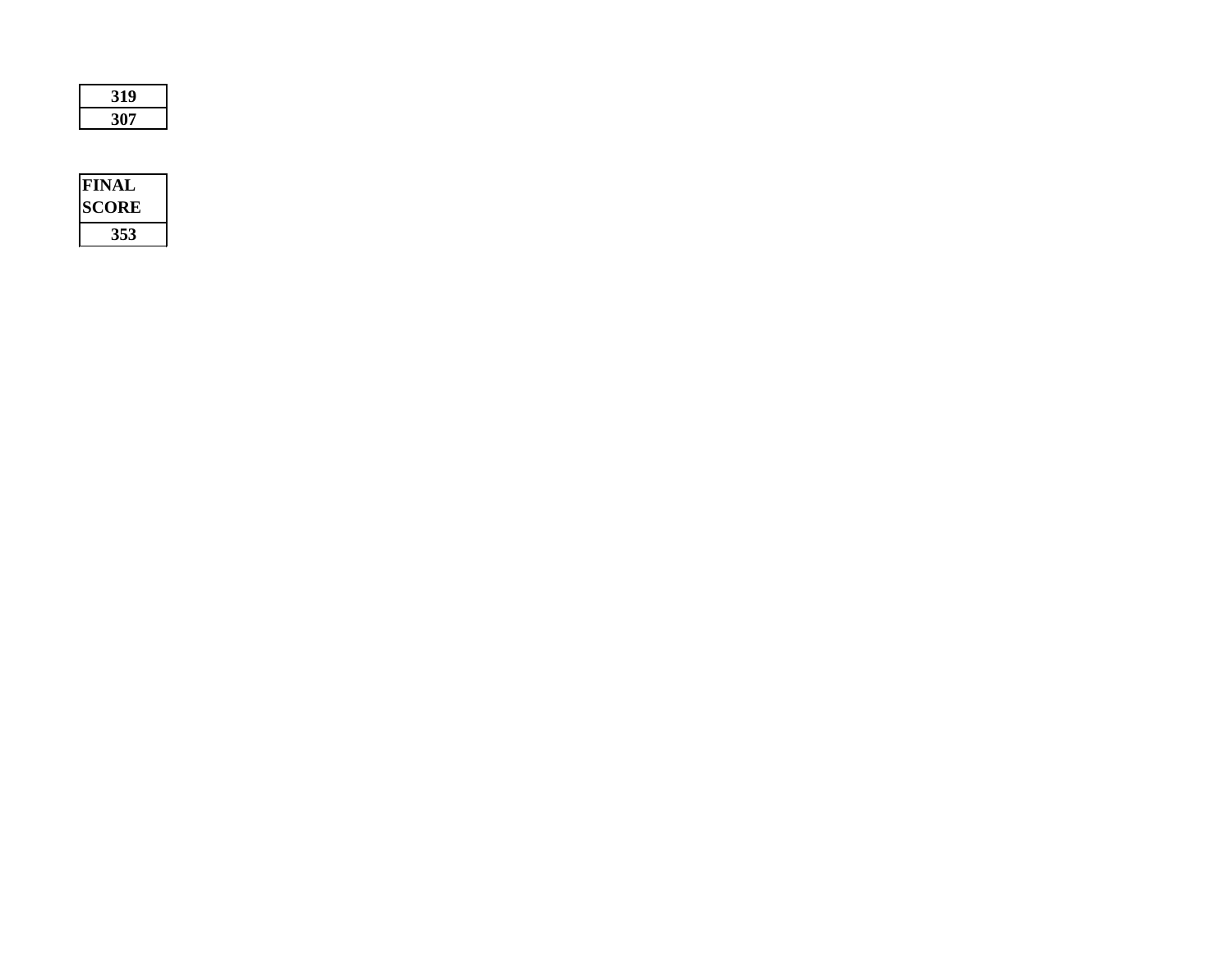| |
|---|
| 319 |
| 307 |

| FINAL SCORE |
|---|
| 353 |